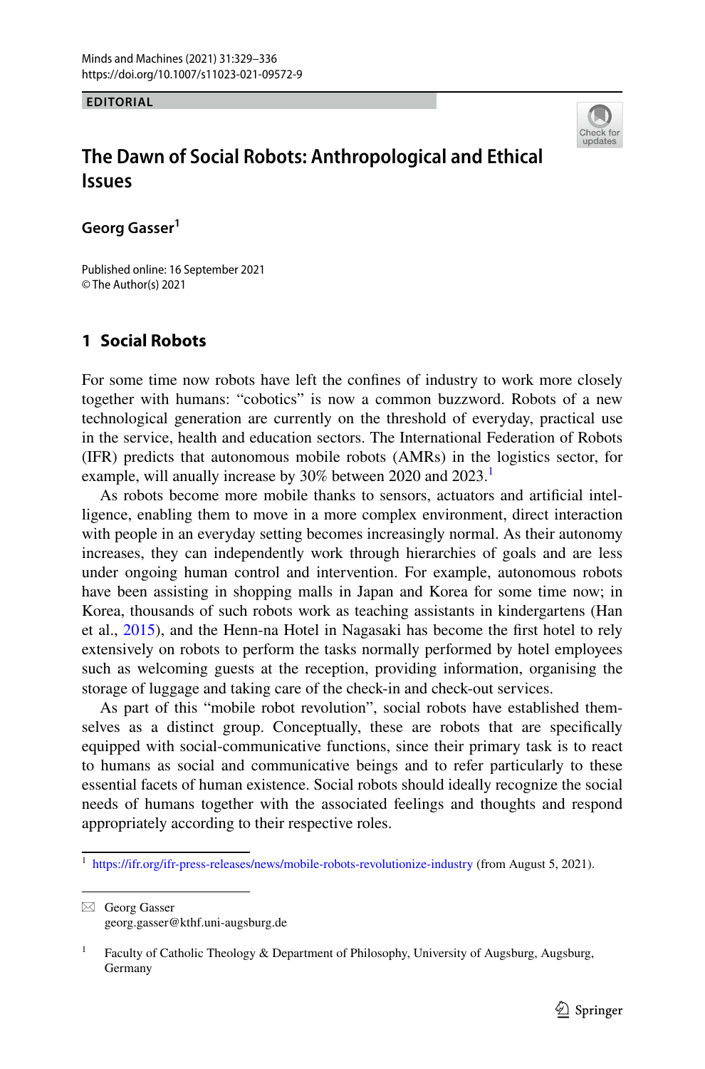EDITORIAL

# The Dawn of Social Robots: Anthropological and Ethical Issues

**Georg Gasser**[1]

Published online: 16 September 2021
© The Author(s) 2021

## 1 Social Robots

For some time now robots have left the confines of industry to work more closely together with humans: "cobotics" is now a common buzzword. Robots of a new technological generation are currently on the threshold of everyday, practical use in the service, health and education sectors. The International Federation of Robots (IFR) predicts that autonomous mobile robots (AMRs) in the logistics sector, for example, will anually increase by 30% between 2020 and 2023.[1]

As robots become more mobile thanks to sensors, actuators and artificial intelligence, enabling them to move in a more complex environment, direct interaction with people in an everyday setting becomes increasingly normal. As their autonomy increases, they can independently work through hierarchies of goals and are less under ongoing human control and intervention. For example, autonomous robots have been assisting in shopping malls in Japan and Korea for some time now; in Korea, thousands of such robots work as teaching assistants in kindergartens (Han et al., 2015), and the Henn-na Hotel in Nagasaki has become the first hotel to rely extensively on robots to perform the tasks normally performed by hotel employees such as welcoming guests at the reception, providing information, organising the storage of luggage and taking care of the check-in and check-out services.

As part of this "mobile robot revolution", social robots have established themselves as a distinct group. Conceptually, these are robots that are specifically equipped with social-communicative functions, since their primary task is to react to humans as social and communicative beings and to refer particularly to these essential facets of human existence. Social robots should ideally recognize the social needs of humans together with the associated feelings and thoughts and respond appropriately according to their respective roles.

[1] https://ifr.org/ifr-press-releases/news/mobile-robots-revolutionize-industry (from August 5, 2021).

✉ Georg Gasser
georg.gasser@kthf.uni-augsburg.de

[1] Faculty of Catholic Theology & Department of Philosophy, University of Augsburg, Augsburg, Germany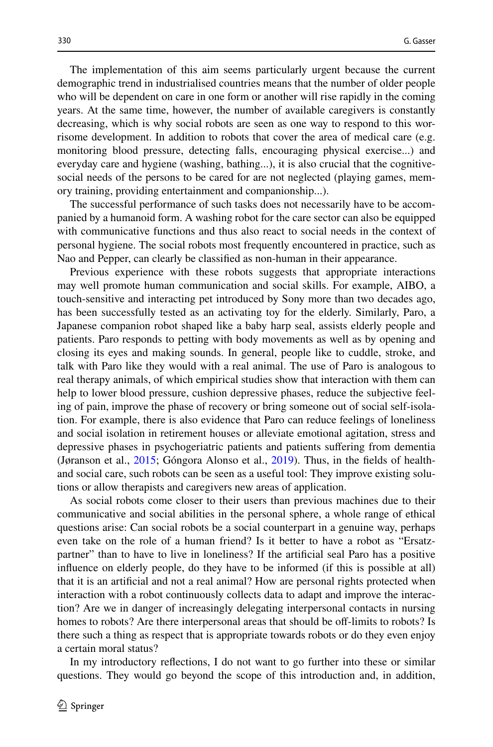The implementation of this aim seems particularly urgent because the current demographic trend in industrialised countries means that the number of older people who will be dependent on care in one form or another will rise rapidly in the coming years. At the same time, however, the number of available caregivers is constantly decreasing, which is why social robots are seen as one way to respond to this worrisome development. In addition to robots that cover the area of medical care (e.g. monitoring blood pressure, detecting falls, encouraging physical exercise...) and everyday care and hygiene (washing, bathing...), it is also crucial that the cognitive-social needs of the persons to be cared for are not neglected (playing games, memory training, providing entertainment and companionship...).

The successful performance of such tasks does not necessarily have to be accompanied by a humanoid form. A washing robot for the care sector can also be equipped with communicative functions and thus also react to social needs in the context of personal hygiene. The social robots most frequently encountered in practice, such as Nao and Pepper, can clearly be classified as non-human in their appearance.

Previous experience with these robots suggests that appropriate interactions may well promote human communication and social skills. For example, AIBO, a touch-sensitive and interacting pet introduced by Sony more than two decades ago, has been successfully tested as an activating toy for the elderly. Similarly, Paro, a Japanese companion robot shaped like a baby harp seal, assists elderly people and patients. Paro responds to petting with body movements as well as by opening and closing its eyes and making sounds. In general, people like to cuddle, stroke, and talk with Paro like they would with a real animal. The use of Paro is analogous to real therapy animals, of which empirical studies show that interaction with them can help to lower blood pressure, cushion depressive phases, reduce the subjective feeling of pain, improve the phase of recovery or bring someone out of social self-isolation. For example, there is also evidence that Paro can reduce feelings of loneliness and social isolation in retirement houses or alleviate emotional agitation, stress and depressive phases in psychogeriatric patients and patients suffering from dementia (Jøranson et al., 2015; Góngora Alonso et al., 2019). Thus, in the fields of health- and social care, such robots can be seen as a useful tool: They improve existing solutions or allow therapists and caregivers new areas of application.

As social robots come closer to their users than previous machines due to their communicative and social abilities in the personal sphere, a whole range of ethical questions arise: Can social robots be a social counterpart in a genuine way, perhaps even take on the role of a human friend? Is it better to have a robot as "Ersatz-partner" than to have to live in loneliness? If the artificial seal Paro has a positive influence on elderly people, do they have to be informed (if this is possible at all) that it is an artificial and not a real animal? How are personal rights protected when interaction with a robot continuously collects data to adapt and improve the interaction? Are we in danger of increasingly delegating interpersonal contacts in nursing homes to robots? Are there interpersonal areas that should be off-limits to robots? Is there such a thing as respect that is appropriate towards robots or do they even enjoy a certain moral status?

In my introductory reflections, I do not want to go further into these or similar questions. They would go beyond the scope of this introduction and, in addition,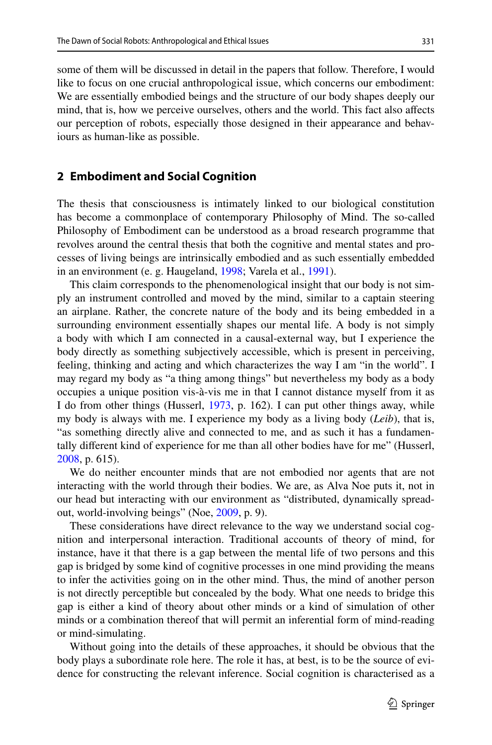some of them will be discussed in detail in the papers that follow. Therefore, I would like to focus on one crucial anthropological issue, which concerns our embodiment: We are essentially embodied beings and the structure of our body shapes deeply our mind, that is, how we perceive ourselves, others and the world. This fact also affects our perception of robots, especially those designed in their appearance and behaviours as human-like as possible.

## 2 Embodiment and Social Cognition

The thesis that consciousness is intimately linked to our biological constitution has become a commonplace of contemporary Philosophy of Mind. The so-called Philosophy of Embodiment can be understood as a broad research programme that revolves around the central thesis that both the cognitive and mental states and processes of living beings are intrinsically embodied and as such essentially embedded in an environment (e. g. Haugeland, 1998; Varela et al., 1991).

This claim corresponds to the phenomenological insight that our body is not simply an instrument controlled and moved by the mind, similar to a captain steering an airplane. Rather, the concrete nature of the body and its being embedded in a surrounding environment essentially shapes our mental life. A body is not simply a body with which I am connected in a causal-external way, but I experience the body directly as something subjectively accessible, which is present in perceiving, feeling, thinking and acting and which characterizes the way I am "in the world". I may regard my body as "a thing among things" but nevertheless my body as a body occupies a unique position vis-à-vis me in that I cannot distance myself from it as I do from other things (Husserl, 1973, p. 162). I can put other things away, while my body is always with me. I experience my body as a living body (*Leib*), that is, "as something directly alive and connected to me, and as such it has a fundamentally different kind of experience for me than all other bodies have for me" (Husserl, 2008, p. 615).

We do neither encounter minds that are not embodied nor agents that are not interacting with the world through their bodies. We are, as Alva Noe puts it, not in our head but interacting with our environment as "distributed, dynamically spread-out, world-involving beings" (Noe, 2009, p. 9).

These considerations have direct relevance to the way we understand social cognition and interpersonal interaction. Traditional accounts of theory of mind, for instance, have it that there is a gap between the mental life of two persons and this gap is bridged by some kind of cognitive processes in one mind providing the means to infer the activities going on in the other mind. Thus, the mind of another person is not directly perceptible but concealed by the body. What one needs to bridge this gap is either a kind of theory about other minds or a kind of simulation of other minds or a combination thereof that will permit an inferential form of mind-reading or mind-simulating.

Without going into the details of these approaches, it should be obvious that the body plays a subordinate role here. The role it has, at best, is to be the source of evidence for constructing the relevant inference. Social cognition is characterised as a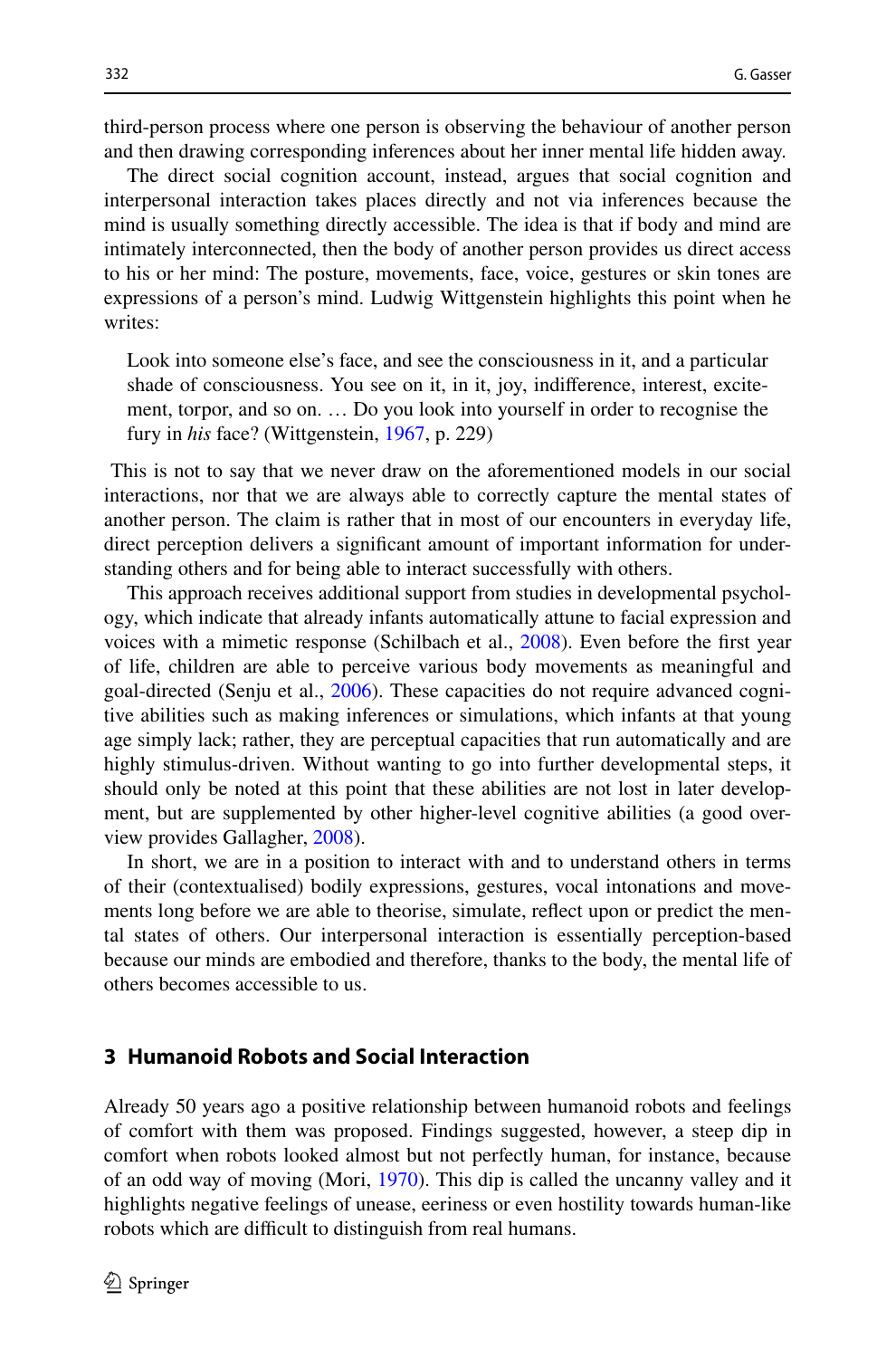third-person process where one person is observing the behaviour of another person and then drawing corresponding inferences about her inner mental life hidden away.

The direct social cognition account, instead, argues that social cognition and interpersonal interaction takes places directly and not via inferences because the mind is usually something directly accessible. The idea is that if body and mind are intimately interconnected, then the body of another person provides us direct access to his or her mind: The posture, movements, face, voice, gestures or skin tones are expressions of a person's mind. Ludwig Wittgenstein highlights this point when he writes:

> Look into someone else's face, and see the consciousness in it, and a particular shade of consciousness. You see on it, in it, joy, indifference, interest, excitement, torpor, and so on. … Do you look into yourself in order to recognise the fury in *his* face? (Wittgenstein, 1967, p. 229)

This is not to say that we never draw on the aforementioned models in our social interactions, nor that we are always able to correctly capture the mental states of another person. The claim is rather that in most of our encounters in everyday life, direct perception delivers a significant amount of important information for understanding others and for being able to interact successfully with others.

This approach receives additional support from studies in developmental psychology, which indicate that already infants automatically attune to facial expression and voices with a mimetic response (Schilbach et al., 2008). Even before the first year of life, children are able to perceive various body movements as meaningful and goal-directed (Senju et al., 2006). These capacities do not require advanced cognitive abilities such as making inferences or simulations, which infants at that young age simply lack; rather, they are perceptual capacities that run automatically and are highly stimulus-driven. Without wanting to go into further developmental steps, it should only be noted at this point that these abilities are not lost in later development, but are supplemented by other higher-level cognitive abilities (a good overview provides Gallagher, 2008).

In short, we are in a position to interact with and to understand others in terms of their (contextualised) bodily expressions, gestures, vocal intonations and movements long before we are able to theorise, simulate, reflect upon or predict the mental states of others. Our interpersonal interaction is essentially perception-based because our minds are embodied and therefore, thanks to the body, the mental life of others becomes accessible to us.

## 3 Humanoid Robots and Social Interaction

Already 50 years ago a positive relationship between humanoid robots and feelings of comfort with them was proposed. Findings suggested, however, a steep dip in comfort when robots looked almost but not perfectly human, for instance, because of an odd way of moving (Mori, 1970). This dip is called the uncanny valley and it highlights negative feelings of unease, eeriness or even hostility towards human-like robots which are difficult to distinguish from real humans.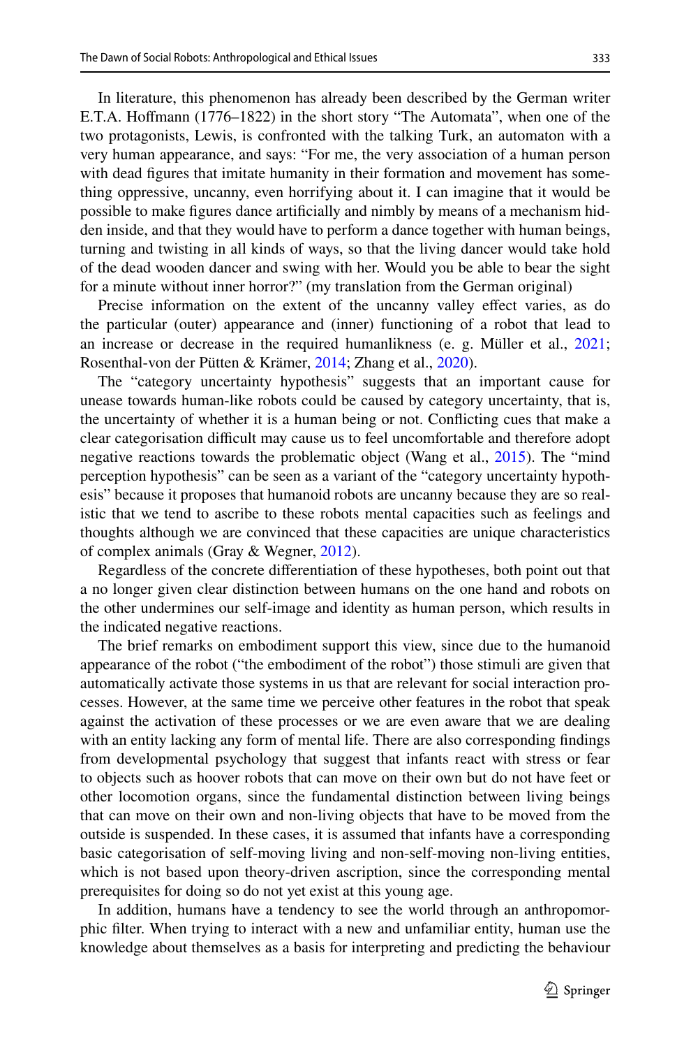In literature, this phenomenon has already been described by the German writer E.T.A. Hoffmann (1776–1822) in the short story "The Automata", when one of the two protagonists, Lewis, is confronted with the talking Turk, an automaton with a very human appearance, and says: "For me, the very association of a human person with dead figures that imitate humanity in their formation and movement has something oppressive, uncanny, even horrifying about it. I can imagine that it would be possible to make figures dance artificially and nimbly by means of a mechanism hidden inside, and that they would have to perform a dance together with human beings, turning and twisting in all kinds of ways, so that the living dancer would take hold of the dead wooden dancer and swing with her. Would you be able to bear the sight for a minute without inner horror?" (my translation from the German original)

Precise information on the extent of the uncanny valley effect varies, as do the particular (outer) appearance and (inner) functioning of a robot that lead to an increase or decrease in the required humanlikness (e. g. Müller et al., 2021; Rosenthal-von der Pütten & Krämer, 2014; Zhang et al., 2020).

The "category uncertainty hypothesis" suggests that an important cause for unease towards human-like robots could be caused by category uncertainty, that is, the uncertainty of whether it is a human being or not. Conflicting cues that make a clear categorisation difficult may cause us to feel uncomfortable and therefore adopt negative reactions towards the problematic object (Wang et al., 2015). The "mind perception hypothesis" can be seen as a variant of the "category uncertainty hypothesis" because it proposes that humanoid robots are uncanny because they are so realistic that we tend to ascribe to these robots mental capacities such as feelings and thoughts although we are convinced that these capacities are unique characteristics of complex animals (Gray & Wegner, 2012).

Regardless of the concrete differentiation of these hypotheses, both point out that a no longer given clear distinction between humans on the one hand and robots on the other undermines our self-image and identity as human person, which results in the indicated negative reactions.

The brief remarks on embodiment support this view, since due to the humanoid appearance of the robot ("the embodiment of the robot") those stimuli are given that automatically activate those systems in us that are relevant for social interaction processes. However, at the same time we perceive other features in the robot that speak against the activation of these processes or we are even aware that we are dealing with an entity lacking any form of mental life. There are also corresponding findings from developmental psychology that suggest that infants react with stress or fear to objects such as hoover robots that can move on their own but do not have feet or other locomotion organs, since the fundamental distinction between living beings that can move on their own and non-living objects that have to be moved from the outside is suspended. In these cases, it is assumed that infants have a corresponding basic categorisation of self-moving living and non-self-moving non-living entities, which is not based upon theory-driven ascription, since the corresponding mental prerequisites for doing so do not yet exist at this young age.

In addition, humans have a tendency to see the world through an anthropomorphic filter. When trying to interact with a new and unfamiliar entity, human use the knowledge about themselves as a basis for interpreting and predicting the behaviour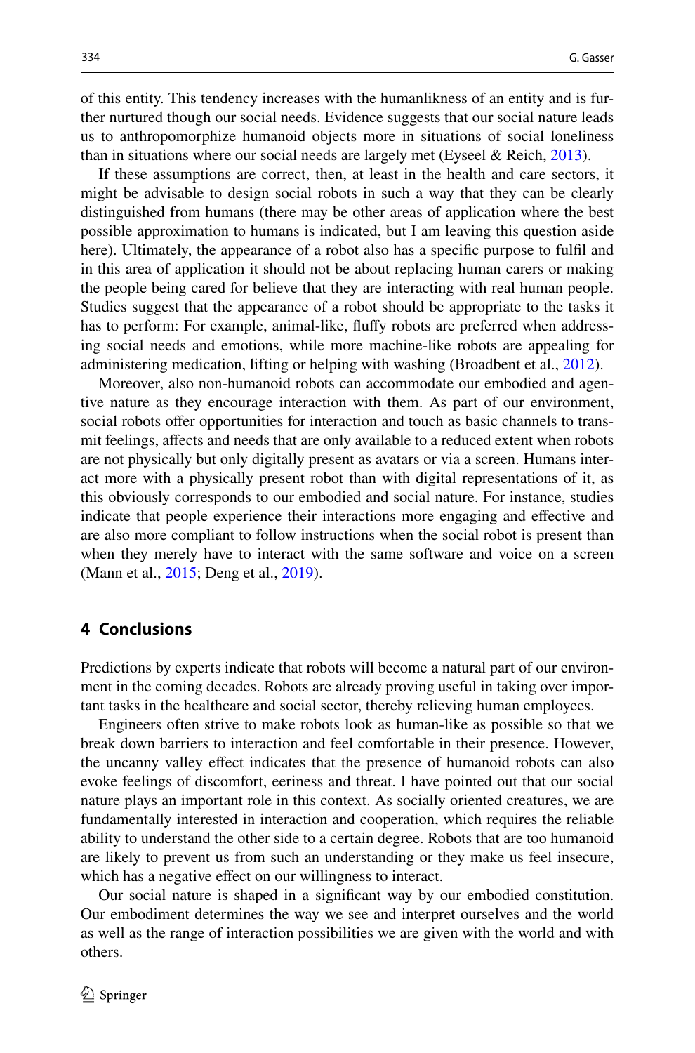of this entity. This tendency increases with the humanlikness of an entity and is further nurtured though our social needs. Evidence suggests that our social nature leads us to anthropomorphize humanoid objects more in situations of social loneliness than in situations where our social needs are largely met (Eyseel & Reich, 2013).

If these assumptions are correct, then, at least in the health and care sectors, it might be advisable to design social robots in such a way that they can be clearly distinguished from humans (there may be other areas of application where the best possible approximation to humans is indicated, but I am leaving this question aside here). Ultimately, the appearance of a robot also has a specific purpose to fulfil and in this area of application it should not be about replacing human carers or making the people being cared for believe that they are interacting with real human people. Studies suggest that the appearance of a robot should be appropriate to the tasks it has to perform: For example, animal-like, fluffy robots are preferred when addressing social needs and emotions, while more machine-like robots are appealing for administering medication, lifting or helping with washing (Broadbent et al., 2012).

Moreover, also non-humanoid robots can accommodate our embodied and agentive nature as they encourage interaction with them. As part of our environment, social robots offer opportunities for interaction and touch as basic channels to transmit feelings, affects and needs that are only available to a reduced extent when robots are not physically but only digitally present as avatars or via a screen. Humans interact more with a physically present robot than with digital representations of it, as this obviously corresponds to our embodied and social nature. For instance, studies indicate that people experience their interactions more engaging and effective and are also more compliant to follow instructions when the social robot is present than when they merely have to interact with the same software and voice on a screen (Mann et al., 2015; Deng et al., 2019).

## 4 Conclusions

Predictions by experts indicate that robots will become a natural part of our environment in the coming decades. Robots are already proving useful in taking over important tasks in the healthcare and social sector, thereby relieving human employees.

Engineers often strive to make robots look as human-like as possible so that we break down barriers to interaction and feel comfortable in their presence. However, the uncanny valley effect indicates that the presence of humanoid robots can also evoke feelings of discomfort, eeriness and threat. I have pointed out that our social nature plays an important role in this context. As socially oriented creatures, we are fundamentally interested in interaction and cooperation, which requires the reliable ability to understand the other side to a certain degree. Robots that are too humanoid are likely to prevent us from such an understanding or they make us feel insecure, which has a negative effect on our willingness to interact.

Our social nature is shaped in a significant way by our embodied constitution. Our embodiment determines the way we see and interpret ourselves and the world as well as the range of interaction possibilities we are given with the world and with others.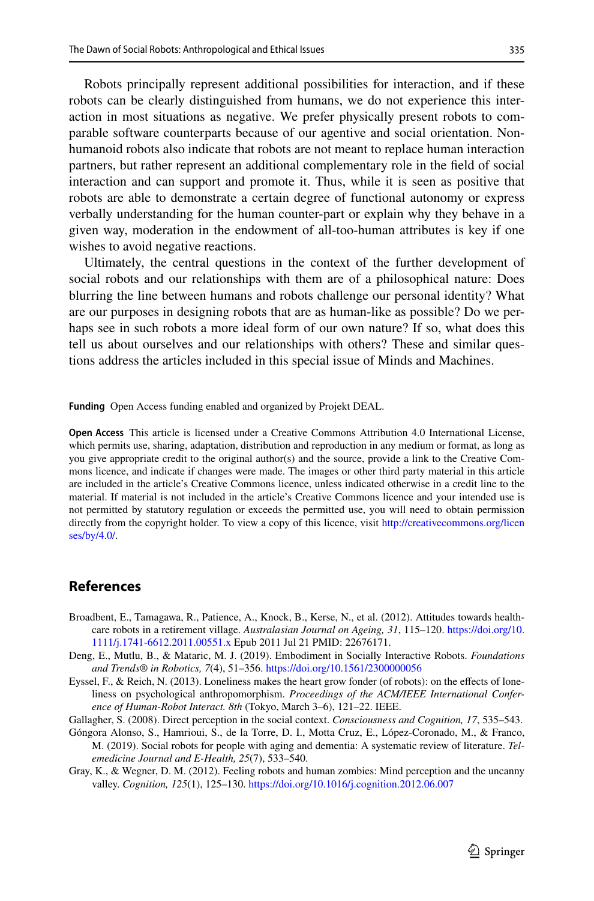Robots principally represent additional possibilities for interaction, and if these robots can be clearly distinguished from humans, we do not experience this interaction in most situations as negative. We prefer physically present robots to comparable software counterparts because of our agentive and social orientation. Non-humanoid robots also indicate that robots are not meant to replace human interaction partners, but rather represent an additional complementary role in the field of social interaction and can support and promote it. Thus, while it is seen as positive that robots are able to demonstrate a certain degree of functional autonomy or express verbally understanding for the human counter-part or explain why they behave in a given way, moderation in the endowment of all-too-human attributes is key if one wishes to avoid negative reactions.

Ultimately, the central questions in the context of the further development of social robots and our relationships with them are of a philosophical nature: Does blurring the line between humans and robots challenge our personal identity? What are our purposes in designing robots that are as human-like as possible? Do we perhaps see in such robots a more ideal form of our own nature? If so, what does this tell us about ourselves and our relationships with others? These and similar questions address the articles included in this special issue of Minds and Machines.

**Funding** Open Access funding enabled and organized by Projekt DEAL.

**Open Access** This article is licensed under a Creative Commons Attribution 4.0 International License, which permits use, sharing, adaptation, distribution and reproduction in any medium or format, as long as you give appropriate credit to the original author(s) and the source, provide a link to the Creative Commons licence, and indicate if changes were made. The images or other third party material in this article are included in the article's Creative Commons licence, unless indicated otherwise in a credit line to the material. If material is not included in the article's Creative Commons licence and your intended use is not permitted by statutory regulation or exceeds the permitted use, you will need to obtain permission directly from the copyright holder. To view a copy of this licence, visit http://creativecommons.org/licenses/by/4.0/.

## References

Broadbent, E., Tamagawa, R., Patience, A., Knock, B., Kerse, N., et al. (2012). Attitudes towards healthcare robots in a retirement village. *Australasian Journal on Ageing, 31*, 115–120. https://doi.org/10.1111/j.1741-6612.2011.00551.x Epub 2011 Jul 21 PMID: 22676171.

Deng, E., Mutlu, B., & Mataric, M. J. (2019). Embodiment in Socially Interactive Robots. *Foundations and Trends® in Robotics, 7*(4), 51–356. https://doi.org/10.1561/2300000056

Eyssel, F., & Reich, N. (2013). Loneliness makes the heart grow fonder (of robots): on the effects of loneliness on psychological anthropomorphism. *Proceedings of the ACM/IEEE International Conference of Human-Robot Interact. 8th* (Tokyo, March 3–6), 121–22. IEEE.

Gallagher, S. (2008). Direct perception in the social context. *Consciousness and Cognition, 17*, 535–543.

Góngora Alonso, S., Hamrioui, S., de la Torre, D. I., Motta Cruz, E., López-Coronado, M., & Franco, M. (2019). Social robots for people with aging and dementia: A systematic review of literature. *Telemedicine Journal and E-Health, 25*(7), 533–540.

Gray, K., & Wegner, D. M. (2012). Feeling robots and human zombies: Mind perception and the uncanny valley. *Cognition, 125*(1), 125–130. https://doi.org/10.1016/j.cognition.2012.06.007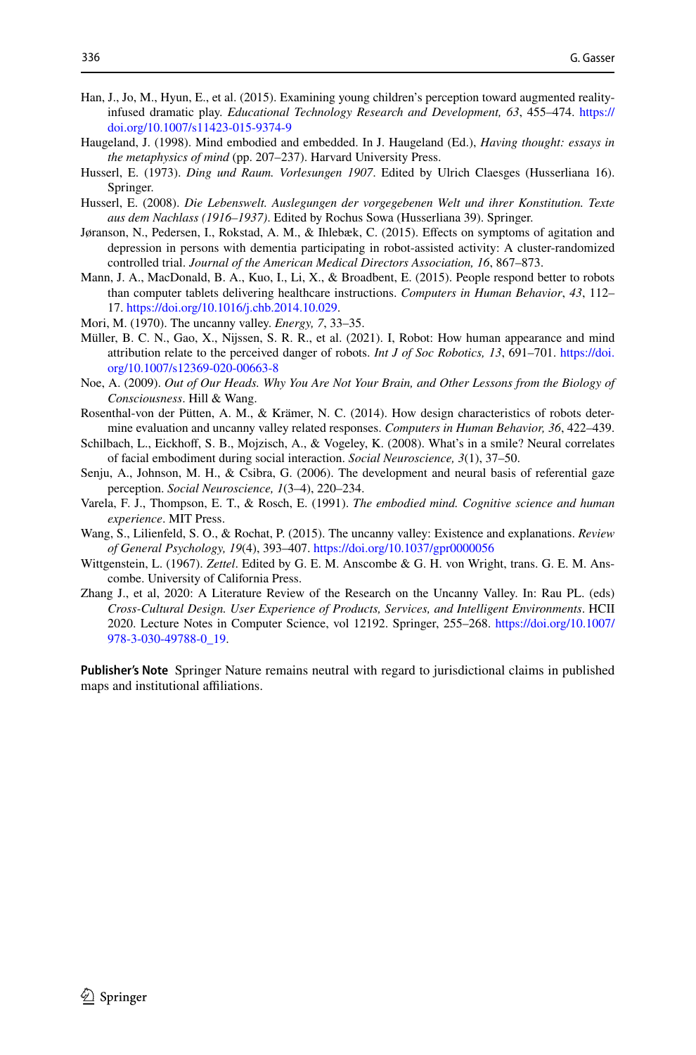Han, J., Jo, M., Hyun, E., et al. (2015). Examining young children's perception toward augmented reality-infused dramatic play. *Educational Technology Research and Development, 63*, 455–474. https://doi.org/10.1007/s11423-015-9374-9

Haugeland, J. (1998). Mind embodied and embedded. In J. Haugeland (Ed.), *Having thought: essays in the metaphysics of mind* (pp. 207–237). Harvard University Press.

Husserl, E. (1973). *Ding und Raum. Vorlesungen 1907*. Edited by Ulrich Claesges (Husserliana 16). Springer.

Husserl, E. (2008). *Die Lebenswelt. Auslegungen der vorgegebenen Welt und ihrer Konstitution. Texte aus dem Nachlass (1916–1937)*. Edited by Rochus Sowa (Husserliana 39). Springer.

Jøranson, N., Pedersen, I., Rokstad, A. M., & Ihlebæk, C. (2015). Effects on symptoms of agitation and depression in persons with dementia participating in robot-assisted activity: A cluster-randomized controlled trial. *Journal of the American Medical Directors Association, 16*, 867–873.

Mann, J. A., MacDonald, B. A., Kuo, I., Li, X., & Broadbent, E. (2015). People respond better to robots than computer tablets delivering healthcare instructions. *Computers in Human Behavior*, *43*, 112–17. https://doi.org/10.1016/j.chb.2014.10.029.

Mori, M. (1970). The uncanny valley. *Energy, 7*, 33–35.

Müller, B. C. N., Gao, X., Nijssen, S. R. R., et al. (2021). I, Robot: How human appearance and mind attribution relate to the perceived danger of robots. *Int J of Soc Robotics, 13*, 691–701. https://doi.org/10.1007/s12369-020-00663-8

Noe, A. (2009). *Out of Our Heads. Why You Are Not Your Brain, and Other Lessons from the Biology of Consciousness*. Hill & Wang.

Rosenthal-von der Pütten, A. M., & Krämer, N. C. (2014). How design characteristics of robots determine evaluation and uncanny valley related responses. *Computers in Human Behavior, 36*, 422–439.

Schilbach, L., Eickhoff, S. B., Mojzisch, A., & Vogeley, K. (2008). What's in a smile? Neural correlates of facial embodiment during social interaction. *Social Neuroscience, 3*(1), 37–50.

Senju, A., Johnson, M. H., & Csibra, G. (2006). The development and neural basis of referential gaze perception. *Social Neuroscience, 1*(3–4), 220–234.

Varela, F. J., Thompson, E. T., & Rosch, E. (1991). *The embodied mind. Cognitive science and human experience*. MIT Press.

Wang, S., Lilienfeld, S. O., & Rochat, P. (2015). The uncanny valley: Existence and explanations. *Review of General Psychology, 19*(4), 393–407. https://doi.org/10.1037/gpr0000056

Wittgenstein, L. (1967). *Zettel*. Edited by G. E. M. Anscombe & G. H. von Wright, trans. G. E. M. Anscombe. University of California Press.

Zhang J., et al, 2020: A Literature Review of the Research on the Uncanny Valley. In: Rau PL. (eds) *Cross-Cultural Design. User Experience of Products, Services, and Intelligent Environments*. HCII 2020. Lecture Notes in Computer Science, vol 12192. Springer, 255–268. https://doi.org/10.1007/978-3-030-49788-0_19.

**Publisher's Note** Springer Nature remains neutral with regard to jurisdictional claims in published maps and institutional affiliations.